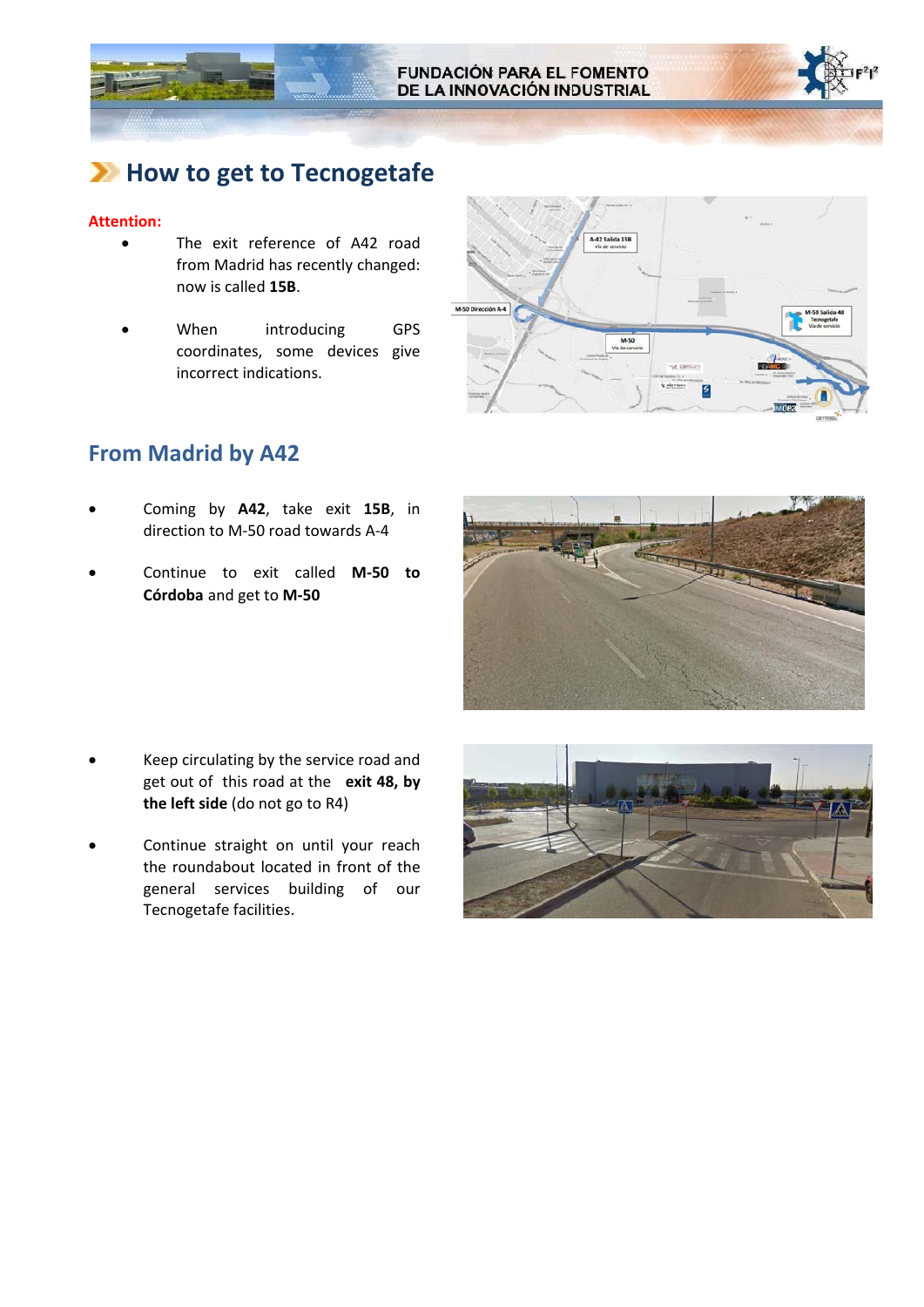FUNDACIÓN PARA EL FOMENTO DE LA INNOVACIÓN INDUSTRIAL

# How to get to Tecnogetafe

**Attention:**

- The exit reference of A42 road from Madrid has recently changed: now is called **15B**.
- When introducing GPS coordinates, some devices give incorrect indications.

## From Madrid by A42

- Coming by **A42**, take exit **15B**, in direction to M-50 road towards A-4
- Continue to exit called **M-50 to Córdoba** and get to **M-50**
- Keep circulating by the service road and get out of this road at the **exit 48, by the left side** (do not go to R4)
- Continue straight on until your reach the roundabout located in front of the general services building of our Tecnogetafe facilities.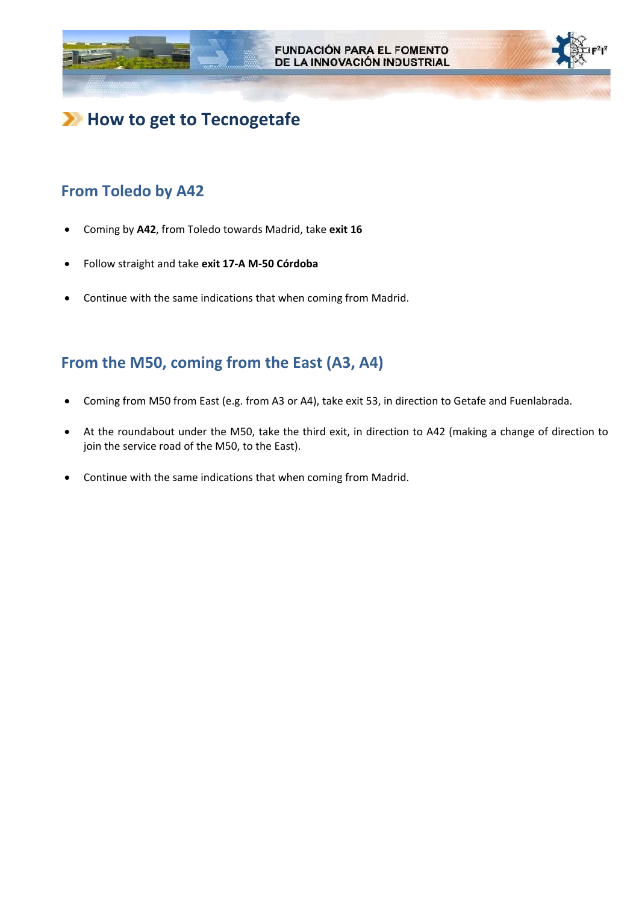## How to get to Tecnogetafe

### From Toledo by A42

- Coming by **A42**, from Toledo towards Madrid, take **exit 16**
- Follow straight and take **exit 17-A M-50 Córdoba**
- Continue with the same indications that when coming from Madrid.

### From the M50, coming from the East (A3, A4)

- Coming from M50 from East (e.g. from A3 or A4), take exit 53, in direction to Getafe and Fuenlabrada.
- At the roundabout under the M50, take the third exit, in direction to A42 (making a change of direction to join the service road of the M50, to the East).
- Continue with the same indications that when coming from Madrid.